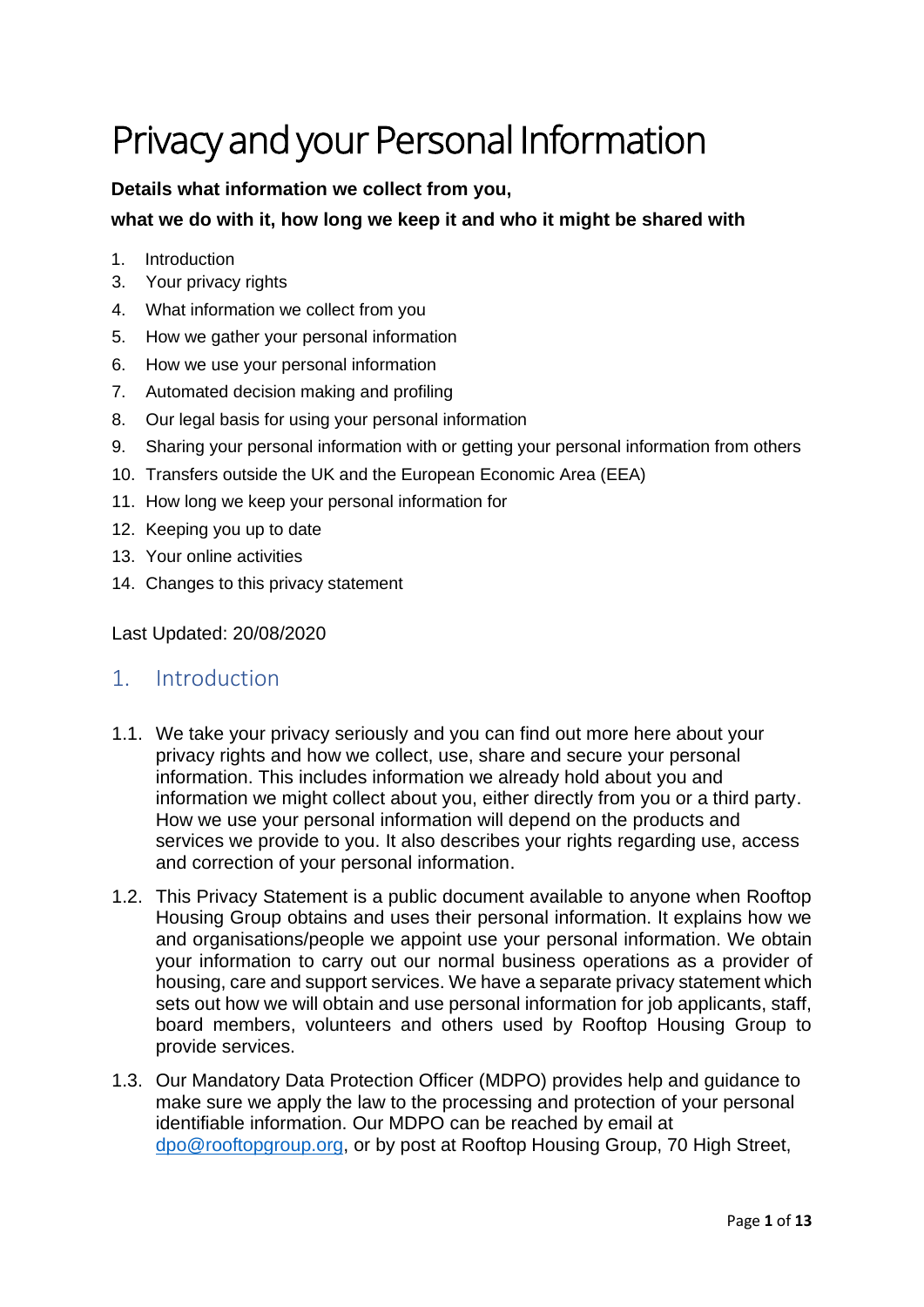# Privacy and your Personal Information

**Details what information we collect from you,**

**what we do with it, how long we keep it and who it might be shared with**

1. Introduction
3. Your privacy rights
4. What information we collect from you
5. How we gather your personal information
6. How we use your personal information
7. Automated decision making and profiling
8. Our legal basis for using your personal information
9. Sharing your personal information with or getting your personal information from others
10. Transfers outside the UK and the European Economic Area (EEA)
11. How long we keep your personal information for
12. Keeping you up to date
13. Your online activities
14. Changes to this privacy statement

Last Updated: 20/08/2020

## 1. Introduction

1.1. We take your privacy seriously and you can find out more here about your privacy rights and how we collect, use, share and secure your personal information. This includes information we already hold about you and information we might collect about you, either directly from you or a third party. How we use your personal information will depend on the products and services we provide to you. It also describes your rights regarding use, access and correction of your personal information.

1.2. This Privacy Statement is a public document available to anyone when Rooftop Housing Group obtains and uses their personal information. It explains how we and organisations/people we appoint use your personal information. We obtain your information to carry out our normal business operations as a provider of housing, care and support services. We have a separate privacy statement which sets out how we will obtain and use personal information for job applicants, staff, board members, volunteers and others used by Rooftop Housing Group to provide services.

1.3. Our Mandatory Data Protection Officer (MDPO) provides help and guidance to make sure we apply the law to the processing and protection of your personal identifiable information. Our MDPO can be reached by email at dpo@rooftopgroup.org, or by post at Rooftop Housing Group, 70 High Street,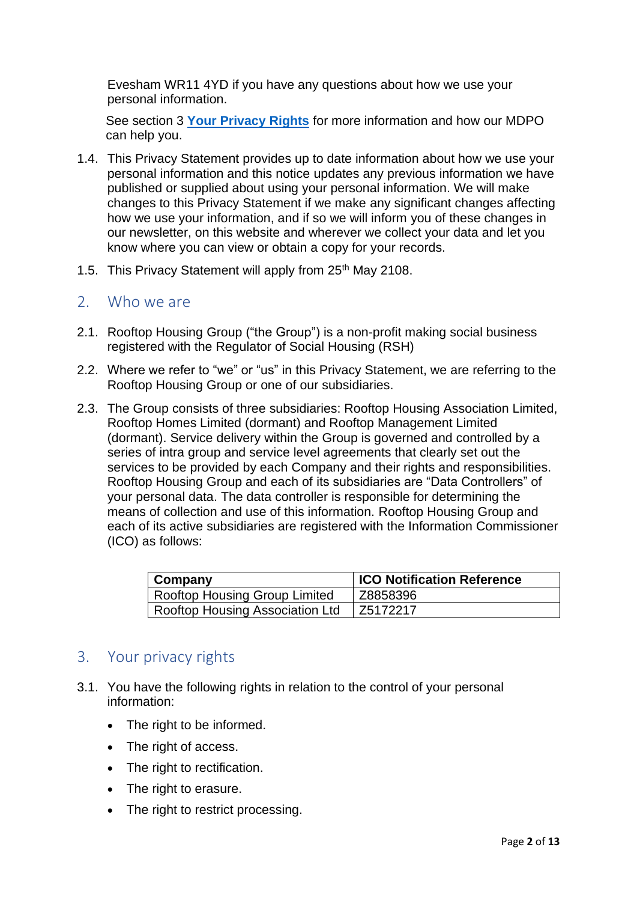Evesham WR11 4YD if you have any questions about how we use your personal information.

See section 3 **Your Privacy Rights** for more information and how our MDPO can help you.

1.4. This Privacy Statement provides up to date information about how we use your personal information and this notice updates any previous information we have published or supplied about using your personal information. We will make changes to this Privacy Statement if we make any significant changes affecting how we use your information, and if so we will inform you of these changes in our newsletter, on this website and wherever we collect your data and let you know where you can view or obtain a copy for your records.

1.5. This Privacy Statement will apply from 25th May 2108.

## 2. Who we are

2.1. Rooftop Housing Group ("the Group") is a non-profit making social business registered with the Regulator of Social Housing (RSH)

2.2. Where we refer to "we" or "us" in this Privacy Statement, we are referring to the Rooftop Housing Group or one of our subsidiaries.

2.3. The Group consists of three subsidiaries: Rooftop Housing Association Limited, Rooftop Homes Limited (dormant) and Rooftop Management Limited (dormant). Service delivery within the Group is governed and controlled by a series of intra group and service level agreements that clearly set out the services to be provided by each Company and their rights and responsibilities. Rooftop Housing Group and each of its subsidiaries are "Data Controllers" of your personal data. The data controller is responsible for determining the means of collection and use of this information. Rooftop Housing Group and each of its active subsidiaries are registered with the Information Commissioner (ICO) as follows:

| Company | ICO Notification Reference |
|---|---|
| Rooftop Housing Group Limited | Z8858396 |
| Rooftop Housing Association Ltd | Z5172217 |

## 3. Your privacy rights

3.1. You have the following rights in relation to the control of your personal information:

- The right to be informed.
- The right of access.
- The right to rectification.
- The right to erasure.
- The right to restrict processing.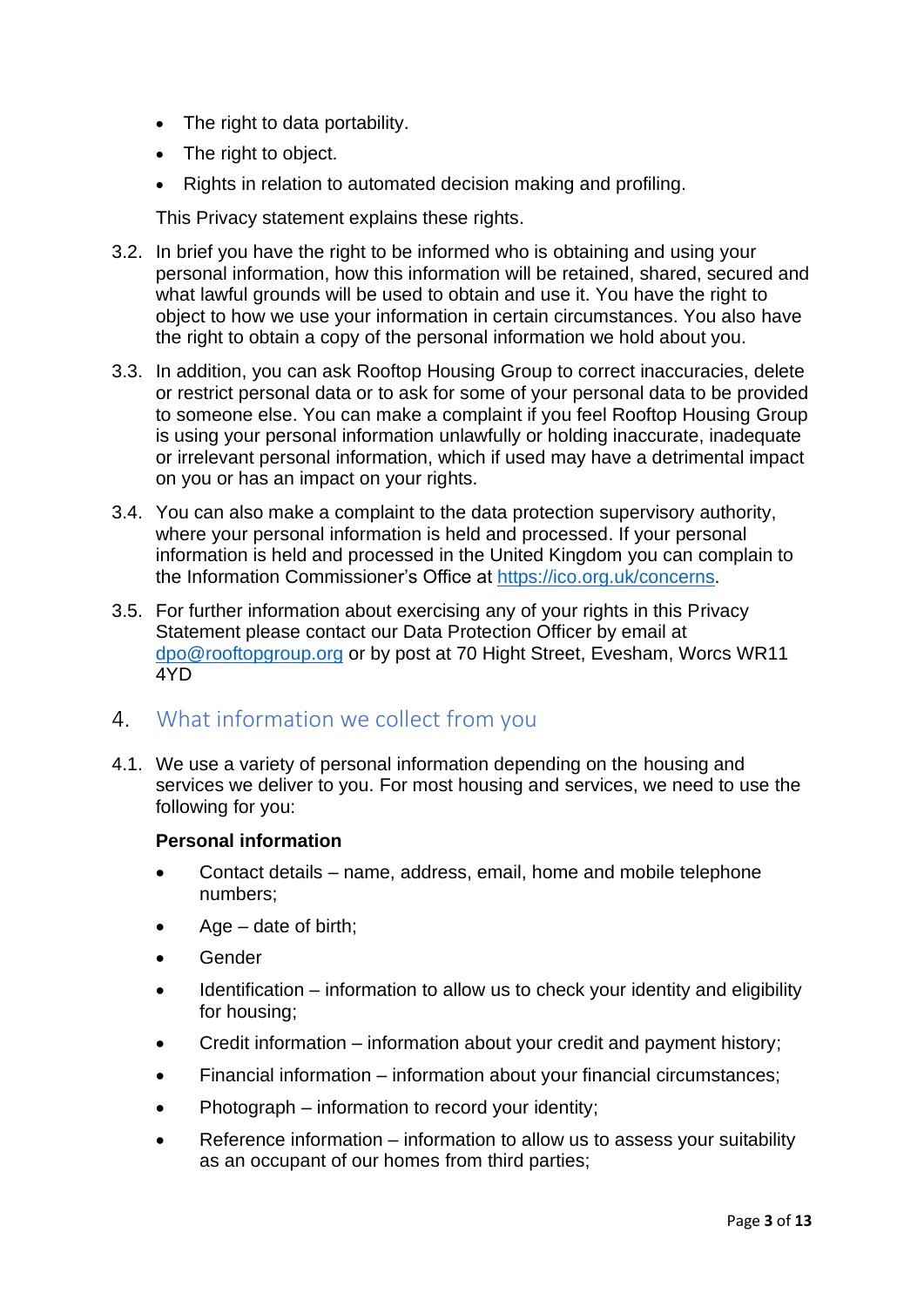- The right to data portability.
- The right to object.
- Rights in relation to automated decision making and profiling.

This Privacy statement explains these rights.

3.2. In brief you have the right to be informed who is obtaining and using your personal information, how this information will be retained, shared, secured and what lawful grounds will be used to obtain and use it. You have the right to object to how we use your information in certain circumstances. You also have the right to obtain a copy of the personal information we hold about you.

3.3. In addition, you can ask Rooftop Housing Group to correct inaccuracies, delete or restrict personal data or to ask for some of your personal data to be provided to someone else. You can make a complaint if you feel Rooftop Housing Group is using your personal information unlawfully or holding inaccurate, inadequate or irrelevant personal information, which if used may have a detrimental impact on you or has an impact on your rights.

3.4. You can also make a complaint to the data protection supervisory authority, where your personal information is held and processed. If your personal information is held and processed in the United Kingdom you can complain to the Information Commissioner's Office at [https://ico.org.uk/concerns](https://ico.org.uk/concerns).

3.5. For further information about exercising any of your rights in this Privacy Statement please contact our Data Protection Officer by email at [dpo@rooftopgroup.org](mailto:dpo@rooftopgroup.org) or by post at 70 Hight Street, Evesham, Worcs WR11 4YD

## 4. What information we collect from you

4.1. We use a variety of personal information depending on the housing and services we deliver to you. For most housing and services, we need to use the following for you:

**Personal information**

- Contact details – name, address, email, home and mobile telephone numbers;
- Age – date of birth;
- Gender
- Identification – information to allow us to check your identity and eligibility for housing;
- Credit information – information about your credit and payment history;
- Financial information – information about your financial circumstances;
- Photograph – information to record your identity;
- Reference information – information to allow us to assess your suitability as an occupant of our homes from third parties;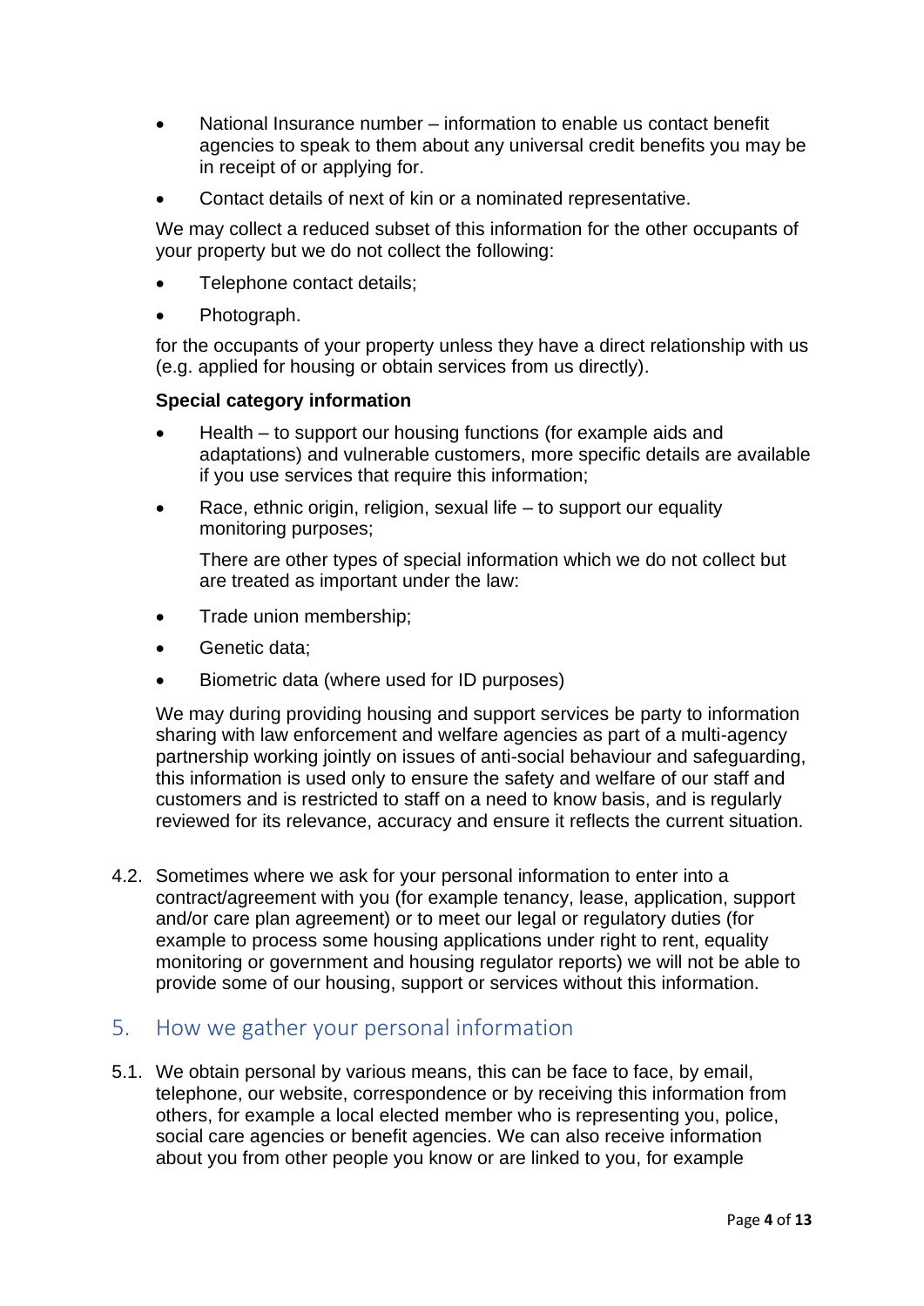- National Insurance number – information to enable us contact benefit agencies to speak to them about any universal credit benefits you may be in receipt of or applying for.
- Contact details of next of kin or a nominated representative.

We may collect a reduced subset of this information for the other occupants of your property but we do not collect the following:

- Telephone contact details;
- Photograph.

for the occupants of your property unless they have a direct relationship with us (e.g. applied for housing or obtain services from us directly).

**Special category information**

- Health – to support our housing functions (for example aids and adaptations) and vulnerable customers, more specific details are available if you use services that require this information;
- Race, ethnic origin, religion, sexual life – to support our equality monitoring purposes;

  There are other types of special information which we do not collect but are treated as important under the law:

- Trade union membership;
- Genetic data;
- Biometric data (where used for ID purposes)

We may during providing housing and support services be party to information sharing with law enforcement and welfare agencies as part of a multi-agency partnership working jointly on issues of anti-social behaviour and safeguarding, this information is used only to ensure the safety and welfare of our staff and customers and is restricted to staff on a need to know basis, and is regularly reviewed for its relevance, accuracy and ensure it reflects the current situation.

4.2. Sometimes where we ask for your personal information to enter into a contract/agreement with you (for example tenancy, lease, application, support and/or care plan agreement) or to meet our legal or regulatory duties (for example to process some housing applications under right to rent, equality monitoring or government and housing regulator reports) we will not be able to provide some of our housing, support or services without this information.

## 5. How we gather your personal information

5.1. We obtain personal by various means, this can be face to face, by email, telephone, our website, correspondence or by receiving this information from others, for example a local elected member who is representing you, police, social care agencies or benefit agencies. We can also receive information about you from other people you know or are linked to you, for example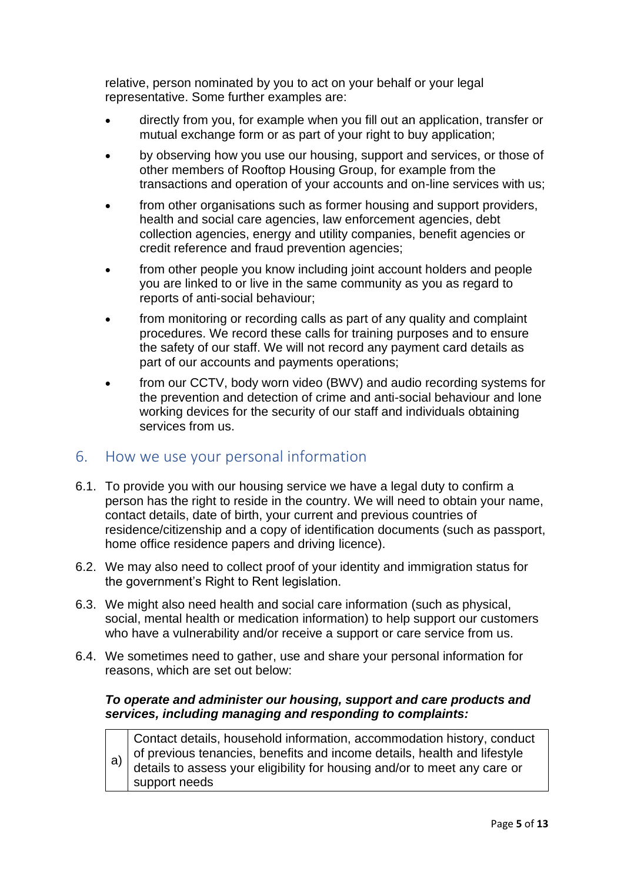relative, person nominated by you to act on your behalf or your legal representative. Some further examples are:

- directly from you, for example when you fill out an application, transfer or mutual exchange form or as part of your right to buy application;
- by observing how you use our housing, support and services, or those of other members of Rooftop Housing Group, for example from the transactions and operation of your accounts and on-line services with us;
- from other organisations such as former housing and support providers, health and social care agencies, law enforcement agencies, debt collection agencies, energy and utility companies, benefit agencies or credit reference and fraud prevention agencies;
- from other people you know including joint account holders and people you are linked to or live in the same community as you as regard to reports of anti-social behaviour;
- from monitoring or recording calls as part of any quality and complaint procedures. We record these calls for training purposes and to ensure the safety of our staff. We will not record any payment card details as part of our accounts and payments operations;
- from our CCTV, body worn video (BWV) and audio recording systems for the prevention and detection of crime and anti-social behaviour and lone working devices for the security of our staff and individuals obtaining services from us.

## 6. How we use your personal information

6.1. To provide you with our housing service we have a legal duty to confirm a person has the right to reside in the country. We will need to obtain your name, contact details, date of birth, your current and previous countries of residence/citizenship and a copy of identification documents (such as passport, home office residence papers and driving licence).

6.2. We may also need to collect proof of your identity and immigration status for the government's Right to Rent legislation.

6.3. We might also need health and social care information (such as physical, social, mental health or medication information) to help support our customers who have a vulnerability and/or receive a support or care service from us.

6.4. We sometimes need to gather, use and share your personal information for reasons, which are set out below:

***To operate and administer our housing, support and care products and services, including managing and responding to complaints:***

| | |
|---|---|
| a) | Contact details, household information, accommodation history, conduct of previous tenancies, benefits and income details, health and lifestyle details to assess your eligibility for housing and/or to meet any care or support needs |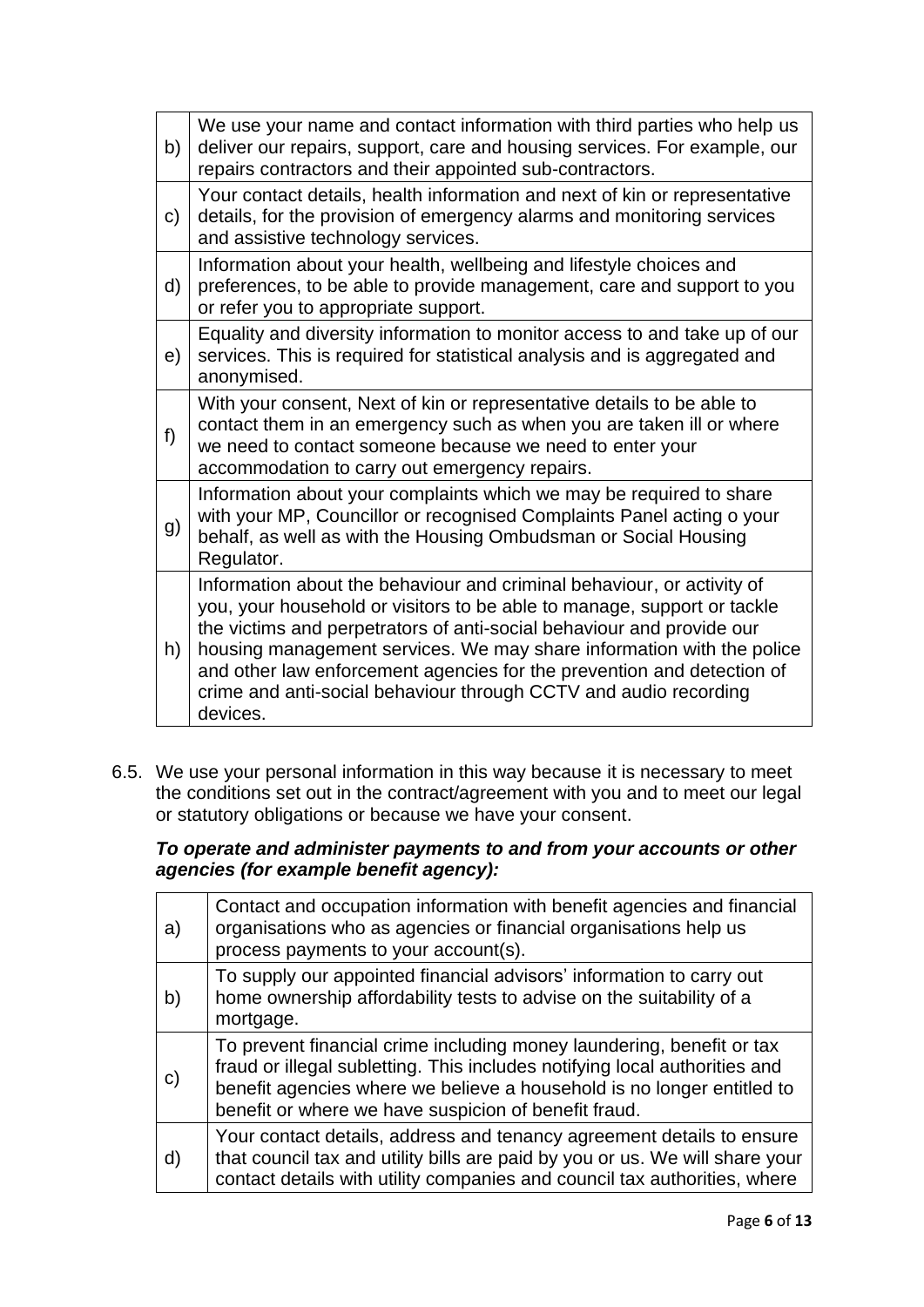| | |
|---|---|
| b) | We use your name and contact information with third parties who help us deliver our repairs, support, care and housing services. For example, our repairs contractors and their appointed sub-contractors. |
| c) | Your contact details, health information and next of kin or representative details, for the provision of emergency alarms and monitoring services and assistive technology services. |
| d) | Information about your health, wellbeing and lifestyle choices and preferences, to be able to provide management, care and support to you or refer you to appropriate support. |
| e) | Equality and diversity information to monitor access to and take up of our services. This is required for statistical analysis and is aggregated and anonymised. |
| f) | With your consent, Next of kin or representative details to be able to contact them in an emergency such as when you are taken ill or where we need to contact someone because we need to enter your accommodation to carry out emergency repairs. |
| g) | Information about your complaints which we may be required to share with your MP, Councillor or recognised Complaints Panel acting o your behalf, as well as with the Housing Ombudsman or Social Housing Regulator. |
| h) | Information about the behaviour and criminal behaviour, or activity of you, your household or visitors to be able to manage, support or tackle the victims and perpetrators of anti-social behaviour and provide our housing management services. We may share information with the police and other law enforcement agencies for the prevention and detection of crime and anti-social behaviour through CCTV and audio recording devices. |

6.5. We use your personal information in this way because it is necessary to meet the conditions set out in the contract/agreement with you and to meet our legal or statutory obligations or because we have your consent.

***To operate and administer payments to and from your accounts or other agencies (for example benefit agency):***

| | |
|---|---|
| a) | Contact and occupation information with benefit agencies and financial organisations who as agencies or financial organisations help us process payments to your account(s). |
| b) | To supply our appointed financial advisors' information to carry out home ownership affordability tests to advise on the suitability of a mortgage. |
| c) | To prevent financial crime including money laundering, benefit or tax fraud or illegal subletting. This includes notifying local authorities and benefit agencies where we believe a household is no longer entitled to benefit or where we have suspicion of benefit fraud. |
| d) | Your contact details, address and tenancy agreement details to ensure that council tax and utility bills are paid by you or us. We will share your contact details with utility companies and council tax authorities, where |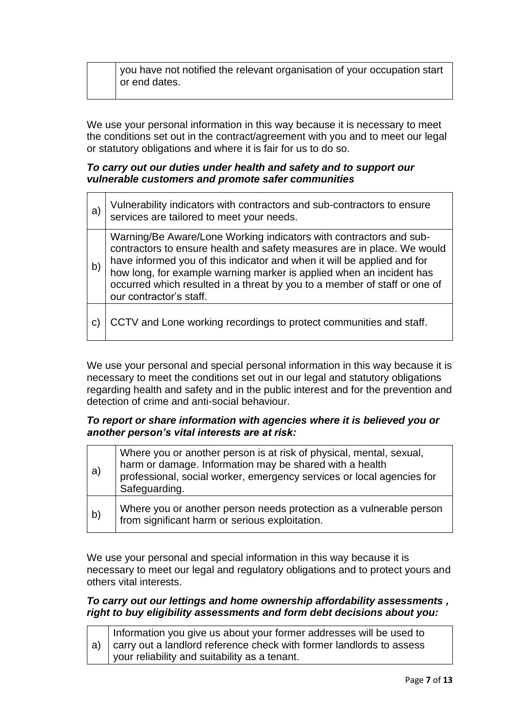|  | you have not notified the relevant organisation of your occupation start or end dates. |
|---|---|

We use your personal information in this way because it is necessary to meet the conditions set out in the contract/agreement with you and to meet our legal or statutory obligations and where it is fair for us to do so.

***To carry out our duties under health and safety and to support our vulnerable customers and promote safer communities***

| a) | Vulnerability indicators with contractors and sub-contractors to ensure services are tailored to meet your needs. |
|---|---|
| b) | Warning/Be Aware/Lone Working indicators with contractors and sub-contractors to ensure health and safety measures are in place. We would have informed you of this indicator and when it will be applied and for how long, for example warning marker is applied when an incident has occurred which resulted in a threat by you to a member of staff or one of our contractor's staff. |
| c) | CCTV and Lone working recordings to protect communities and staff. |

We use your personal and special personal information in this way because it is necessary to meet the conditions set out in our legal and statutory obligations regarding health and safety and in the public interest and for the prevention and detection of crime and anti-social behaviour.

***To report or share information with agencies where it is believed you or another person's vital interests are at risk:***

| a) | Where you or another person is at risk of physical, mental, sexual, harm or damage. Information may be shared with a health professional, social worker, emergency services or local agencies for Safeguarding. |
|---|---|
| b) | Where you or another person needs protection as a vulnerable person from significant harm or serious exploitation. |

We use your personal and special information in this way because it is necessary to meet our legal and regulatory obligations and to protect yours and others vital interests.

***To carry out our lettings and home ownership affordability assessments , right to buy eligibility assessments and form debt decisions about you:***

| a) | Information you give us about your former addresses will be used to carry out a landlord reference check with former landlords to assess your reliability and suitability as a tenant. |
|---|---|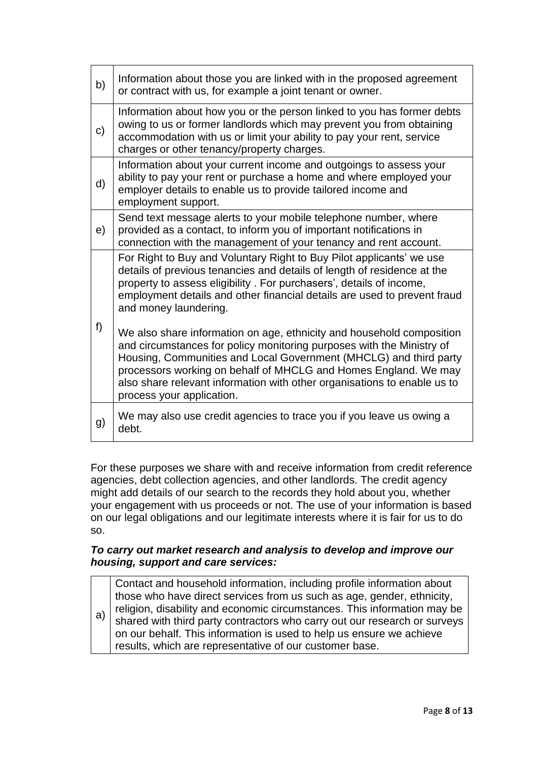| | |
|---|---|
| b) | Information about those you are linked with in the proposed agreement or contract with us, for example a joint tenant or owner. |
| c) | Information about how you or the person linked to you has former debts owing to us or former landlords which may prevent you from obtaining accommodation with us or limit your ability to pay your rent, service charges or other tenancy/property charges. |
| d) | Information about your current income and outgoings to assess your ability to pay your rent or purchase a home and where employed your employer details to enable us to provide tailored income and employment support. |
| e) | Send text message alerts to your mobile telephone number, where provided as a contact, to inform you of important notifications in connection with the management of your tenancy and rent account. |
| f) | For Right to Buy and Voluntary Right to Buy Pilot applicants' we use details of previous tenancies and details of length of residence at the property to assess eligibility . For purchasers', details of income, employment details and other financial details are used to prevent fraud and money laundering.<br><br>We also share information on age, ethnicity and household composition and circumstances for policy monitoring purposes with the Ministry of Housing, Communities and Local Government (MHCLG) and third party processors working on behalf of MHCLG and Homes England. We may also share relevant information with other organisations to enable us to process your application. |
| g) | We may also use credit agencies to trace you if you leave us owing a debt. |

For these purposes we share with and receive information from credit reference agencies, debt collection agencies, and other landlords. The credit agency might add details of our search to the records they hold about you, whether your engagement with us proceeds or not. The use of your information is based on our legal obligations and our legitimate interests where it is fair for us to do so.

***To carry out market research and analysis to develop and improve our housing, support and care services:***

| | |
|---|---|
| a) | Contact and household information, including profile information about those who have direct services from us such as age, gender, ethnicity, religion, disability and economic circumstances. This information may be shared with third party contractors who carry out our research or surveys on our behalf. This information is used to help us ensure we achieve results, which are representative of our customer base. |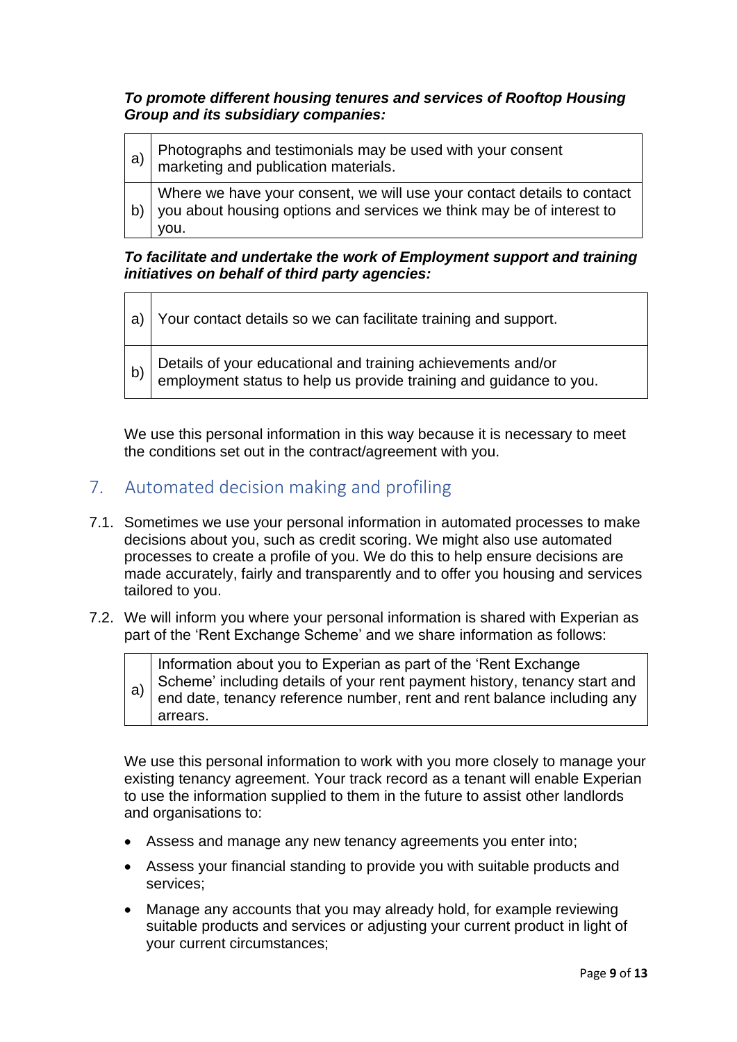***To promote different housing tenures and services of Rooftop Housing Group and its subsidiary companies:***

| | |
|---|---|
| a) | Photographs and testimonials may be used with your consent marketing and publication materials. |
| b) | Where we have your consent, we will use your contact details to contact you about housing options and services we think may be of interest to you. |

***To facilitate and undertake the work of Employment support and training initiatives on behalf of third party agencies:***

| | |
|---|---|
| a) | Your contact details so we can facilitate training and support. |
| b) | Details of your educational and training achievements and/or employment status to help us provide training and guidance to you. |

We use this personal information in this way because it is necessary to meet the conditions set out in the contract/agreement with you.

## 7. Automated decision making and profiling

7.1. Sometimes we use your personal information in automated processes to make decisions about you, such as credit scoring. We might also use automated processes to create a profile of you. We do this to help ensure decisions are made accurately, fairly and transparently and to offer you housing and services tailored to you.

7.2. We will inform you where your personal information is shared with Experian as part of the 'Rent Exchange Scheme' and we share information as follows:

| | |
|---|---|
| a) | Information about you to Experian as part of the 'Rent Exchange Scheme' including details of your rent payment history, tenancy start and end date, tenancy reference number, rent and rent balance including any arrears. |

We use this personal information to work with you more closely to manage your existing tenancy agreement. Your track record as a tenant will enable Experian to use the information supplied to them in the future to assist other landlords and organisations to:

- Assess and manage any new tenancy agreements you enter into;
- Assess your financial standing to provide you with suitable products and services;
- Manage any accounts that you may already hold, for example reviewing suitable products and services or adjusting your current product in light of your current circumstances;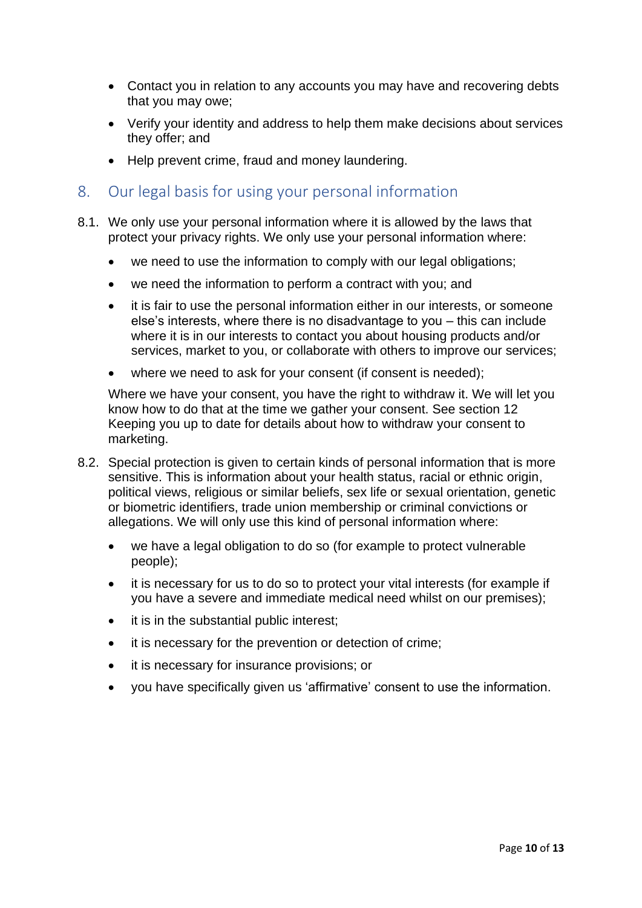- Contact you in relation to any accounts you may have and recovering debts that you may owe;
- Verify your identity and address to help them make decisions about services they offer; and
- Help prevent crime, fraud and money laundering.

## 8. Our legal basis for using your personal information

8.1. We only use your personal information where it is allowed by the laws that protect your privacy rights. We only use your personal information where:

- we need to use the information to comply with our legal obligations;
- we need the information to perform a contract with you; and
- it is fair to use the personal information either in our interests, or someone else's interests, where there is no disadvantage to you – this can include where it is in our interests to contact you about housing products and/or services, market to you, or collaborate with others to improve our services;
- where we need to ask for your consent (if consent is needed);

Where we have your consent, you have the right to withdraw it. We will let you know how to do that at the time we gather your consent. See section 12 Keeping you up to date for details about how to withdraw your consent to marketing.

8.2. Special protection is given to certain kinds of personal information that is more sensitive. This is information about your health status, racial or ethnic origin, political views, religious or similar beliefs, sex life or sexual orientation, genetic or biometric identifiers, trade union membership or criminal convictions or allegations. We will only use this kind of personal information where:

- we have a legal obligation to do so (for example to protect vulnerable people);
- it is necessary for us to do so to protect your vital interests (for example if you have a severe and immediate medical need whilst on our premises);
- it is in the substantial public interest;
- it is necessary for the prevention or detection of crime;
- it is necessary for insurance provisions; or
- you have specifically given us 'affirmative' consent to use the information.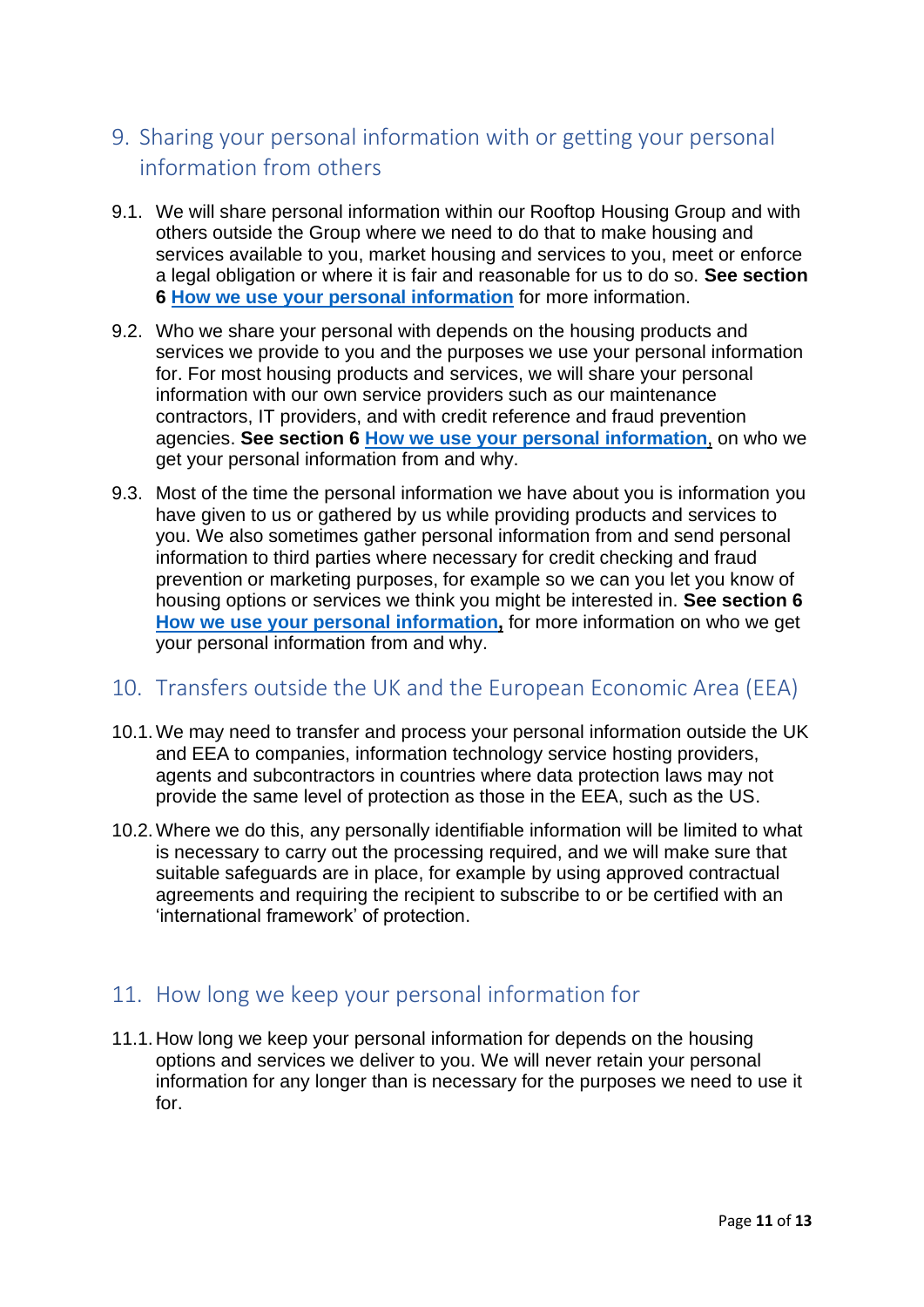## 9. Sharing your personal information with or getting your personal information from others

9.1. We will share personal information within our Rooftop Housing Group and with others outside the Group where we need to do that to make housing and services available to you, market housing and services to you, meet or enforce a legal obligation or where it is fair and reasonable for us to do so. **See section 6 How we use your personal information** for more information.

9.2. Who we share your personal with depends on the housing products and services we provide to you and the purposes we use your personal information for. For most housing products and services, we will share your personal information with our own service providers such as our maintenance contractors, IT providers, and with credit reference and fraud prevention agencies. **See section 6 How we use your personal information**, on who we get your personal information from and why.

9.3. Most of the time the personal information we have about you is information you have given to us or gathered by us while providing products and services to you. We also sometimes gather personal information from and send personal information to third parties where necessary for credit checking and fraud prevention or marketing purposes, for example so we can you let you know of housing options or services we think you might be interested in. **See section 6 How we use your personal information,** for more information on who we get your personal information from and why.

## 10. Transfers outside the UK and the European Economic Area (EEA)

10.1. We may need to transfer and process your personal information outside the UK and EEA to companies, information technology service hosting providers, agents and subcontractors in countries where data protection laws may not provide the same level of protection as those in the EEA, such as the US.

10.2. Where we do this, any personally identifiable information will be limited to what is necessary to carry out the processing required, and we will make sure that suitable safeguards are in place, for example by using approved contractual agreements and requiring the recipient to subscribe to or be certified with an 'international framework' of protection.

## 11. How long we keep your personal information for

11.1. How long we keep your personal information for depends on the housing options and services we deliver to you. We will never retain your personal information for any longer than is necessary for the purposes we need to use it for.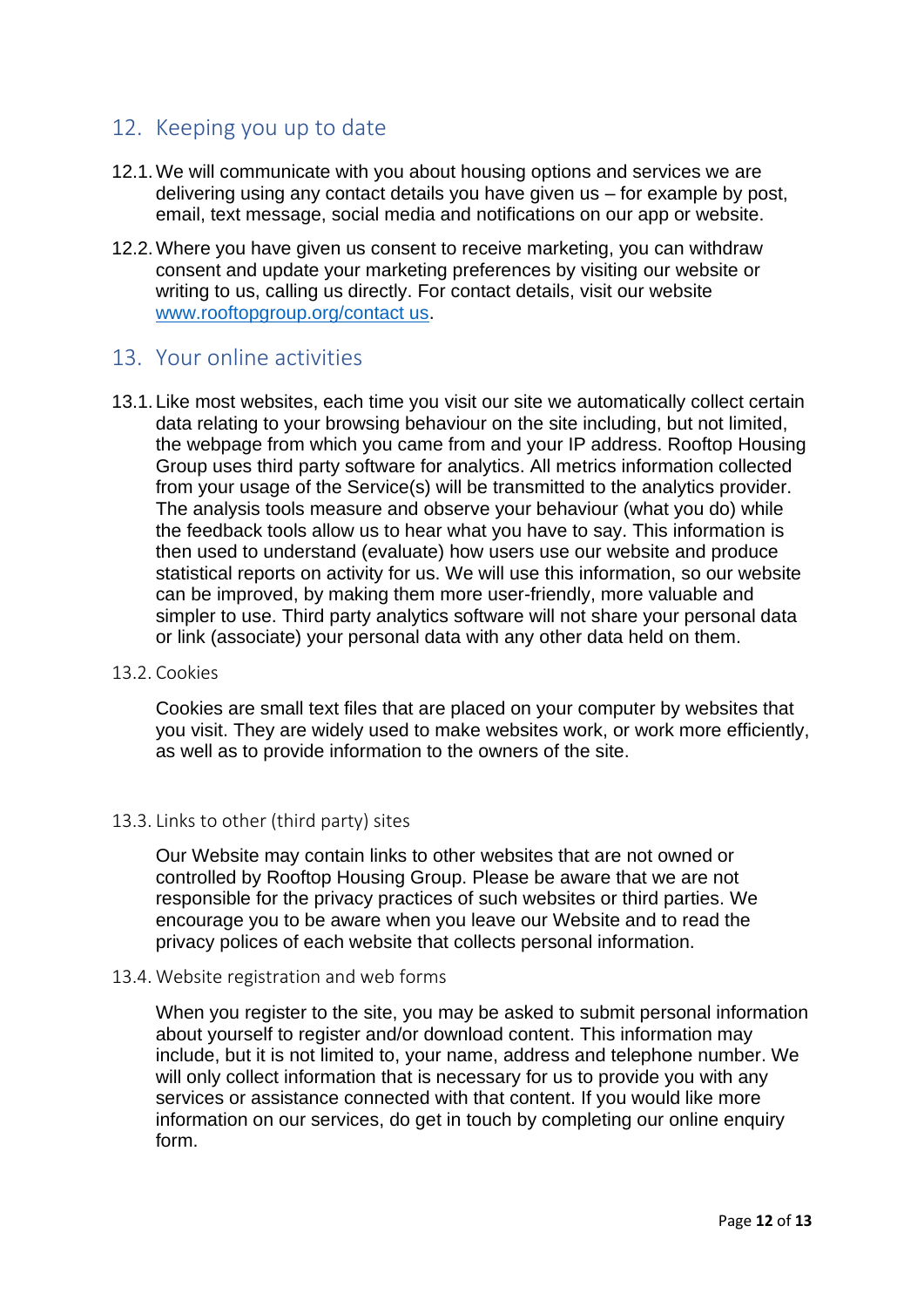## 12. Keeping you up to date

12.1. We will communicate with you about housing options and services we are delivering using any contact details you have given us – for example by post, email, text message, social media and notifications on our app or website.

12.2. Where you have given us consent to receive marketing, you can withdraw consent and update your marketing preferences by visiting our website or writing to us, calling us directly. For contact details, visit our website [www.rooftopgroup.org/contact us](www.rooftopgroup.org/contact us).

## 13. Your online activities

13.1. Like most websites, each time you visit our site we automatically collect certain data relating to your browsing behaviour on the site including, but not limited, the webpage from which you came from and your IP address. Rooftop Housing Group uses third party software for analytics. All metrics information collected from your usage of the Service(s) will be transmitted to the analytics provider. The analysis tools measure and observe your behaviour (what you do) while the feedback tools allow us to hear what you have to say. This information is then used to understand (evaluate) how users use our website and produce statistical reports on activity for us. We will use this information, so our website can be improved, by making them more user-friendly, more valuable and simpler to use. Third party analytics software will not share your personal data or link (associate) your personal data with any other data held on them.

### 13.2. Cookies

Cookies are small text files that are placed on your computer by websites that you visit. They are widely used to make websites work, or work more efficiently, as well as to provide information to the owners of the site.

### 13.3. Links to other (third party) sites

Our Website may contain links to other websites that are not owned or controlled by Rooftop Housing Group. Please be aware that we are not responsible for the privacy practices of such websites or third parties. We encourage you to be aware when you leave our Website and to read the privacy polices of each website that collects personal information.

### 13.4. Website registration and web forms

When you register to the site, you may be asked to submit personal information about yourself to register and/or download content. This information may include, but it is not limited to, your name, address and telephone number. We will only collect information that is necessary for us to provide you with any services or assistance connected with that content. If you would like more information on our services, do get in touch by completing our online enquiry form.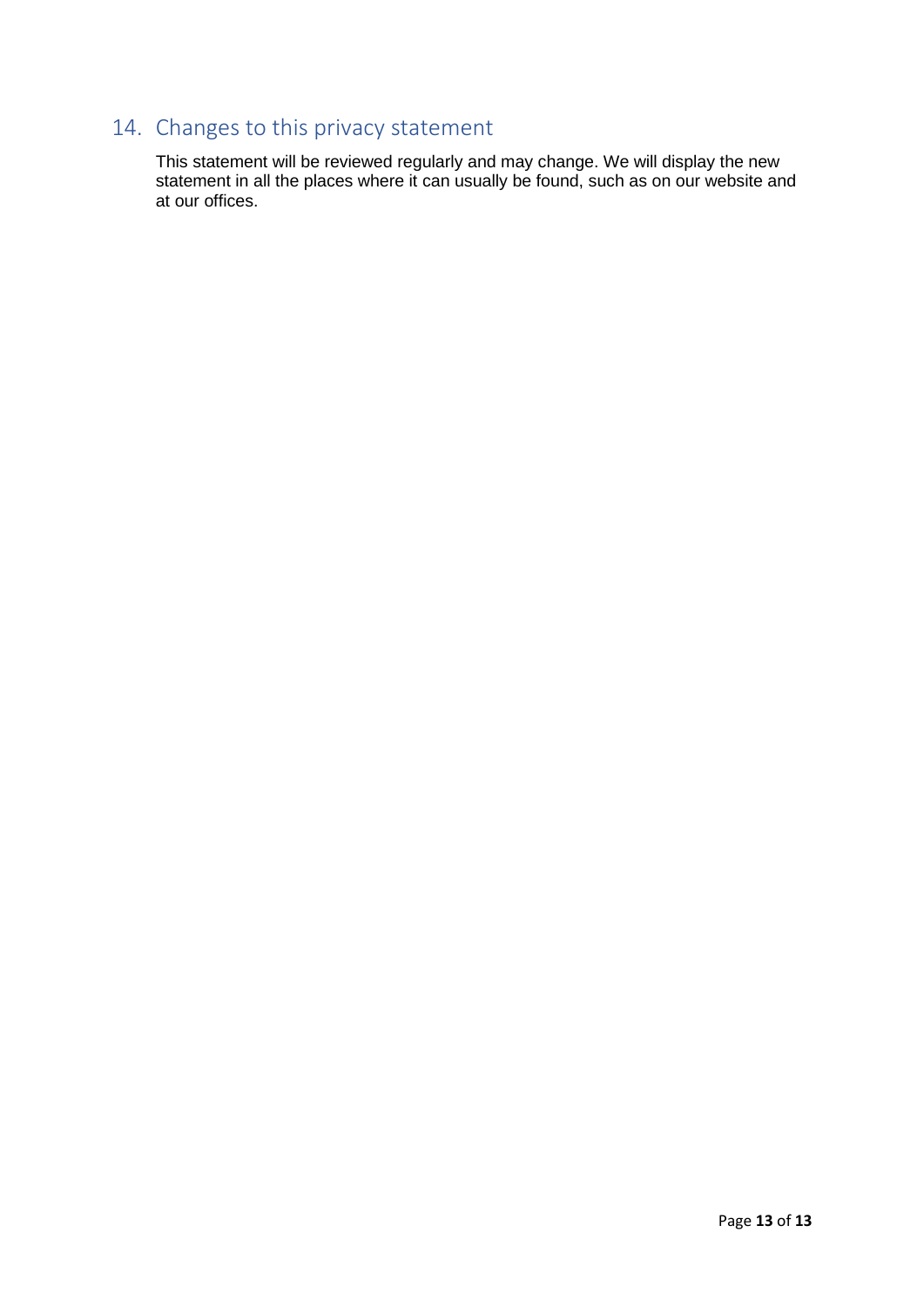## 14. Changes to this privacy statement

This statement will be reviewed regularly and may change. We will display the new statement in all the places where it can usually be found, such as on our website and at our offices.